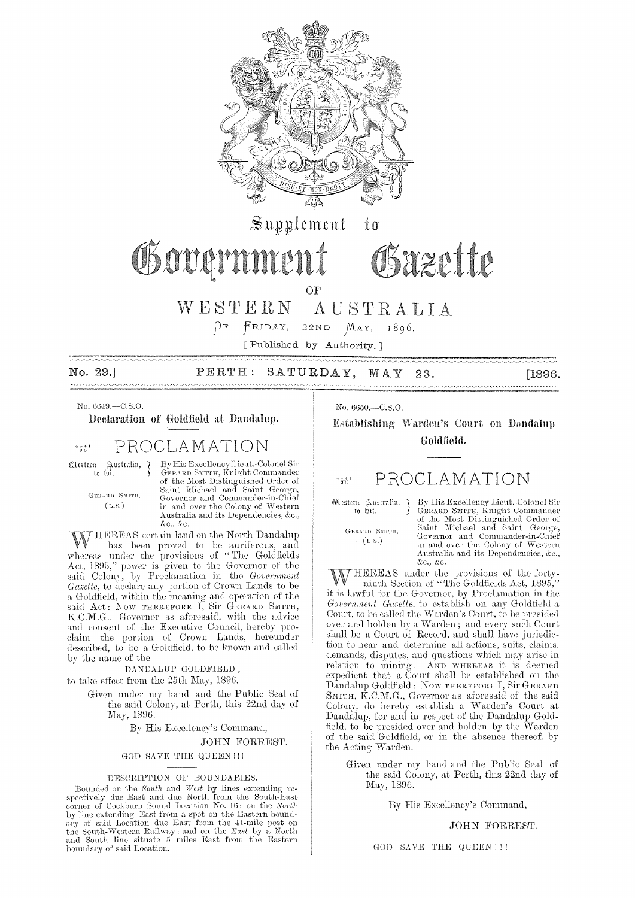# Supplement to Government Gazette OF WESTERN AUSTRALIA

OF FRIDAY, 22ND MAY, 1896.

[Published by Authority.]

No. 29.] PERTH: SATURDAY, MAY 23. [1896.

No. 6649.—C.S.O.

## Declaration of Goldfield at Dandalup.

$\frac{4541}{96}$

# PROCLAMATION

Western Australia, to wit. } By His Excellency Lieut.-Colonel Sir GERARD SMITH, Knight Commander of the Most Distinguished Order of Saint Michael and Saint George, Governor and Commander-in-Chief in and over the Colony of Western Australia and its Dependencies, &c., &c., &c.

GERARD SMITH.
(L.S.)

WHEREAS certain land on the North Dandalup has been proved to be auriferous, and whereas under the provisions of "The Goldfields Act, 1895," power is given to the Governor of the said Colony, by Proclamation in the *Government Gazette*, to declare any portion of Crown Lands to be a Goldfield, within the meaning and operation of the said Act: Now THEREFORE I, Sir GERARD SMITH, K.C.M.G., Governor as aforesaid, with the advice and consent of the Executive Council, hereby proclaim the portion of Crown Lands, hereunder described, to be a Goldfield, to be known and called by the name of the

DANDALUP GOLDFIELD;

to take effect from the 25th May, 1896.

Given under my hand and the Public Seal of the said Colony, at Perth, this 22nd day of May, 1896.

By His Excellency's Command,

JOHN FORREST.

GOD SAVE THE QUEEN!!!

DESCRIPTION OF BOUNDARIES.

Bounded on the *South* and *West* by lines extending respectively due East and due North from the South-East corner of Cockburn Sound Location No. 16; on the *North* by line extending East from a spot on the Eastern boundary of said Location due East from the 41-mile post on the South-Western Railway; and on the *East* by a North and South line situate 5 miles East from the Eastern boundary of said Location.

No. 6650.—C.S.O.

## Establishing Warden's Court on Dandalup Goldfield.

$\frac{4541}{96}$

# PROCLAMATION

Western Australia, to wit. } By His Excellency Lieut.-Colonel Sir GERARD SMITH, Knight Commander of the Most Distinguished Order of Saint Michael and Saint George, Governor and Commander-in-Chief in and over the Colony of Western Australia and its Dependencies, &c., &c.

GERARD SMITH.
(L.S.)

WHEREAS under the provisions of the forty-ninth Section of "The Goldfields Act, 1895," it is lawful for the Governor, by Proclamation in the *Government Gazette*, to establish on any Goldfield a Court, to be called the Warden's Court, to be presided over and holden by a Warden; and every such Court shall be a Court of Record, and shall have jurisdiction to hear and determine all actions, suits, claims, demands, disputes, and questions which may arise in relation to mining: AND WHEREAS it is deemed expedient that a Court shall be established on the Dandalup Goldfield: Now THEREFORE I, Sir GERARD SMITH, K.C.M.G., Governor as aforesaid of the said Colony, do hereby establish a Warden's Court at Dandalup, for and in respect of the Dandalup Goldfield, to be presided over and holden by the Warden of the said Goldfield, or in the absence thereof, by the Acting Warden.

Given under my hand and the Public Seal of the said Colony, at Perth, this 22nd day of May, 1896.

By His Excellency's Command,

JOHN FORREST.

GOD SAVE THE QUEEN!!!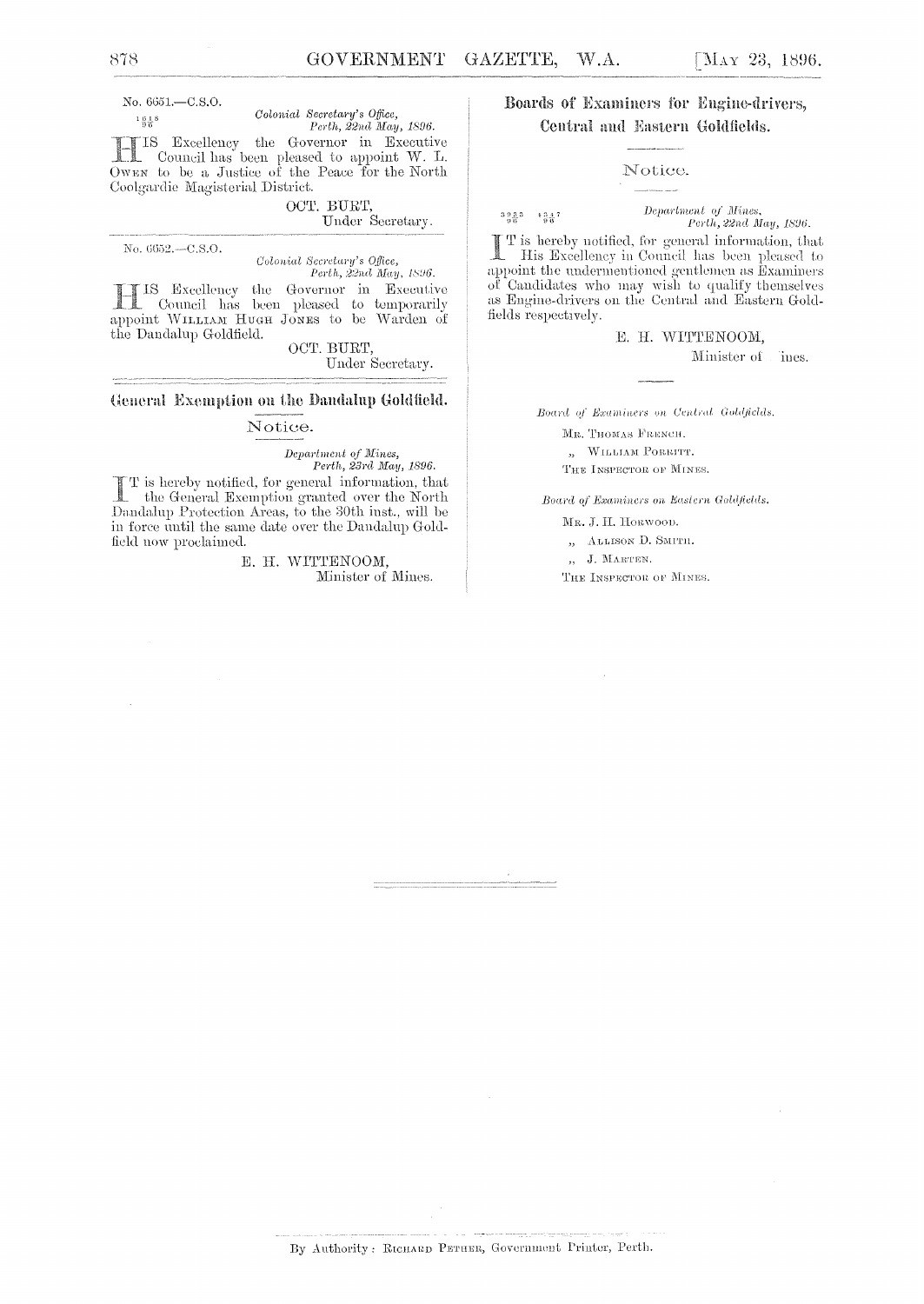No. 6651.—C.S.O.

1618/96

*Colonial Secretary's Office,*
*Perth, 22nd May, 1896.*

HIS Excellency the Governor in Executive Council has been pleased to appoint W. L. OWEN to be a Justice of the Peace for the North Coolgardie Magisterial District.

OCT. BURT,
Under Secretary.

---

No. 6652.—C.S.O.

*Colonial Secretary's Office,*
*Perth, 22nd May, 1896.*

HIS Excellency the Governor in Executive Council has been pleased to temporarily appoint WILLIAM HUGH JONES to be Warden of the Dandalup Goldfield.

OCT. BURT,
Under Secretary.

---

## General Exemption on the Dandalup Goldfield.

### Notice.

*Department of Mines,*
*Perth, 23rd May, 1896.*

IT is hereby notified, for general information, that the General Exemption granted over the North Dandalup Protection Areas, to the 30th inst., will be in force until the same date over the Dandalup Goldfield now proclaimed.

E. H. WITTENOOM,
Minister of Mines.

---

## Boards of Examiners for Engine-drivers, Central and Eastern Goldfields.

### Notice.

3923/96 4347/96

*Department of Mines,*
*Perth, 22nd May, 1896.*

IT is hereby notified, for general information, that His Excellency in Council has been pleased to appoint the undermentioned gentlemen as Examiners of Candidates who may wish to qualify themselves as Engine-drivers on the Central and Eastern Goldfields respectively.

E. H. WITTENOOM,
Minister of Mines.

*Board of Examiners on Central Goldfields.*

MR. THOMAS FRENCH.
" WILLIAM PORRITT.
THE INSPECTOR OF MINES.

*Board of Examiners on Eastern Goldfields.*

MR. J. H. HORWOOD.
" ALLISON D. SMITH.
" J. MARTEN.
THE INSPECTOR OF MINES.

---

By Authority: RICHARD PETHER, Government Printer, Perth.